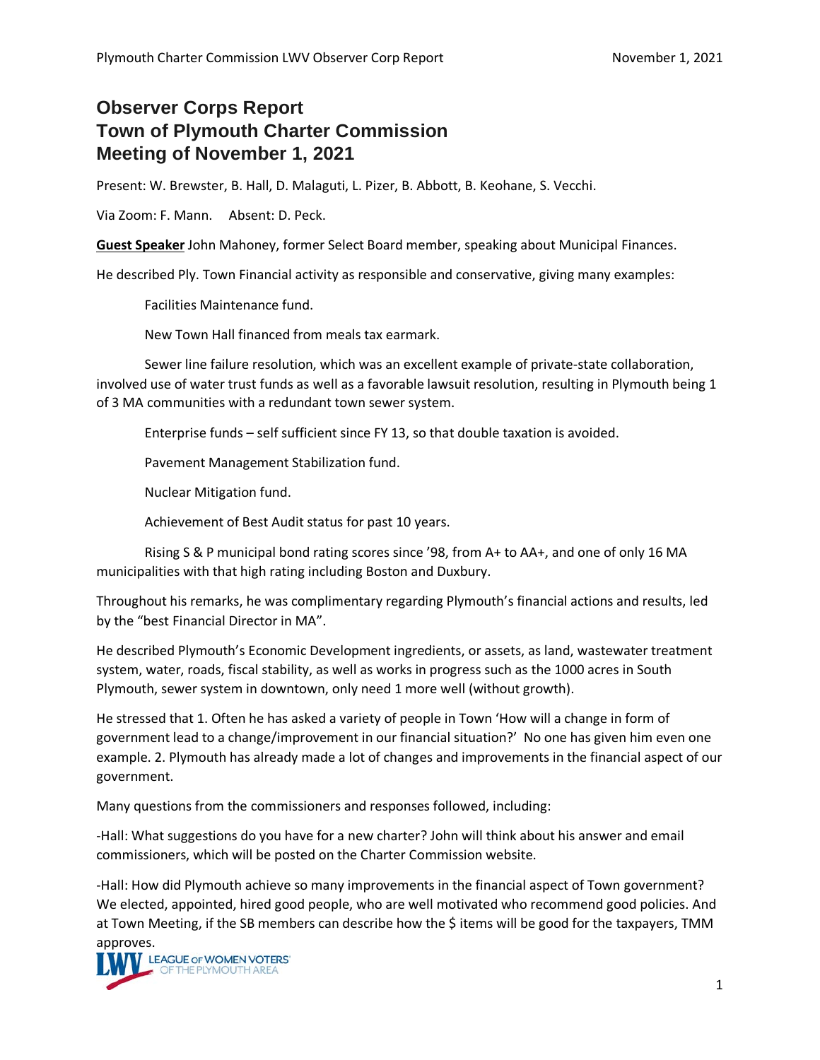# Observer Corps Report
# Town of Plymouth Charter Commission
# Meeting of November 1, 2021

Present: W. Brewster, B. Hall, D. Malaguti, L. Pizer, B. Abbott, B. Keohane, S. Vecchi.

Via Zoom: F. Mann.  Absent: D. Peck.

**Guest Speaker** John Mahoney, former Select Board member, speaking about Municipal Finances.

He described Ply. Town Financial activity as responsible and conservative, giving many examples:

Facilities Maintenance fund.

New Town Hall financed from meals tax earmark.

Sewer line failure resolution, which was an excellent example of private-state collaboration, involved use of water trust funds as well as a favorable lawsuit resolution, resulting in Plymouth being 1 of 3 MA communities with a redundant town sewer system.

Enterprise funds – self sufficient since FY 13, so that double taxation is avoided.

Pavement Management Stabilization fund.

Nuclear Mitigation fund.

Achievement of Best Audit status for past 10 years.

Rising S & P municipal bond rating scores since '98, from A+ to AA+, and one of only 16 MA municipalities with that high rating including Boston and Duxbury.

Throughout his remarks, he was complimentary regarding Plymouth's financial actions and results, led by the "best Financial Director in MA".

He described Plymouth's Economic Development ingredients, or assets, as land, wastewater treatment system, water, roads, fiscal stability, as well as works in progress such as the 1000 acres in South Plymouth, sewer system in downtown, only need 1 more well (without growth).

He stressed that 1. Often he has asked a variety of people in Town 'How will a change in form of government lead to a change/improvement in our financial situation?' No one has given him even one example. 2. Plymouth has already made a lot of changes and improvements in the financial aspect of our government.

Many questions from the commissioners and responses followed, including:

-Hall: What suggestions do you have for a new charter? John will think about his answer and email commissioners, which will be posted on the Charter Commission website.

-Hall: How did Plymouth achieve so many improvements in the financial aspect of Town government? We elected, appointed, hired good people, who are well motivated who recommend good policies. And at Town Meeting, if the SB members can describe how the $ items will be good for the taxpayers, TMM approves.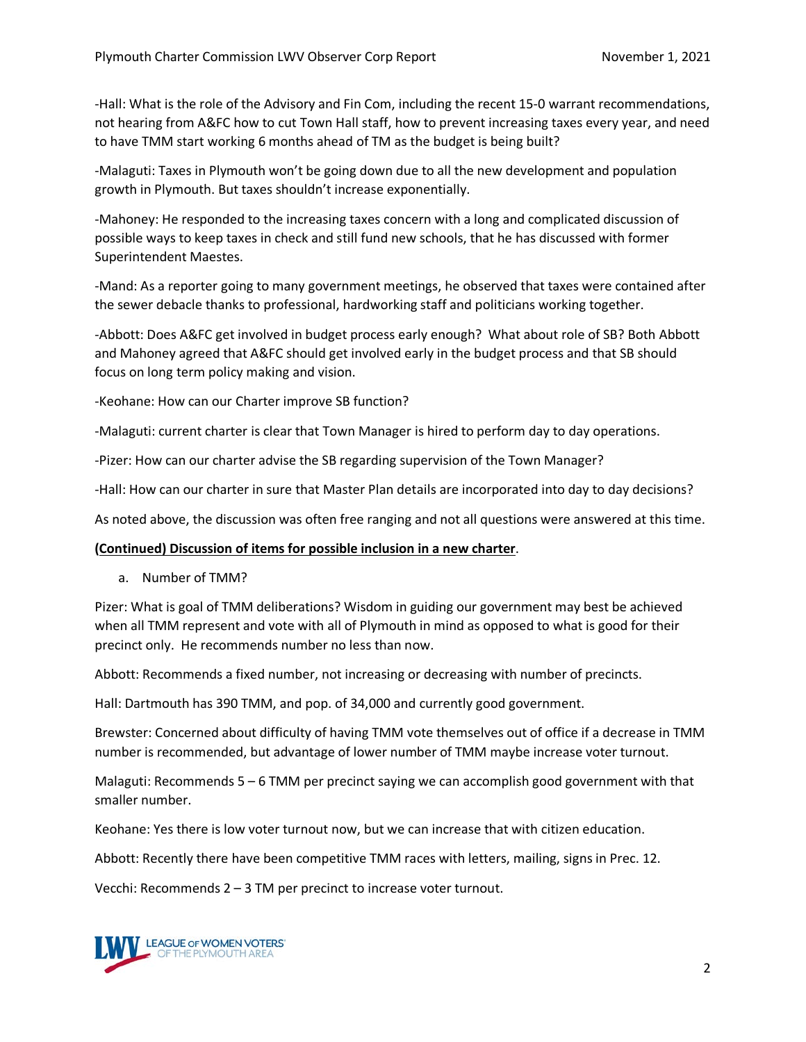-Hall: What is the role of the Advisory and Fin Com, including the recent 15-0 warrant recommendations, not hearing from A&FC how to cut Town Hall staff, how to prevent increasing taxes every year, and need to have TMM start working 6 months ahead of TM as the budget is being built?

-Malaguti: Taxes in Plymouth won't be going down due to all the new development and population growth in Plymouth. But taxes shouldn't increase exponentially.

-Mahoney: He responded to the increasing taxes concern with a long and complicated discussion of possible ways to keep taxes in check and still fund new schools, that he has discussed with former Superintendent Maestes.

-Mand: As a reporter going to many government meetings, he observed that taxes were contained after the sewer debacle thanks to professional, hardworking staff and politicians working together.

-Abbott: Does A&FC get involved in budget process early enough? What about role of SB? Both Abbott and Mahoney agreed that A&FC should get involved early in the budget process and that SB should focus on long term policy making and vision.

-Keohane: How can our Charter improve SB function?

-Malaguti: current charter is clear that Town Manager is hired to perform day to day operations.

-Pizer: How can our charter advise the SB regarding supervision of the Town Manager?

-Hall: How can our charter in sure that Master Plan details are incorporated into day to day decisions?

As noted above, the discussion was often free ranging and not all questions were answered at this time.

**(Continued) Discussion of items for possible inclusion in a new charter**.

a. Number of TMM?

Pizer: What is goal of TMM deliberations? Wisdom in guiding our government may best be achieved when all TMM represent and vote with all of Plymouth in mind as opposed to what is good for their precinct only. He recommends number no less than now.

Abbott: Recommends a fixed number, not increasing or decreasing with number of precincts.

Hall: Dartmouth has 390 TMM, and pop. of 34,000 and currently good government.

Brewster: Concerned about difficulty of having TMM vote themselves out of office if a decrease in TMM number is recommended, but advantage of lower number of TMM maybe increase voter turnout.

Malaguti: Recommends 5 – 6 TMM per precinct saying we can accomplish good government with that smaller number.

Keohane: Yes there is low voter turnout now, but we can increase that with citizen education.

Abbott: Recently there have been competitive TMM races with letters, mailing, signs in Prec. 12.

Vecchi: Recommends 2 – 3 TM per precinct to increase voter turnout.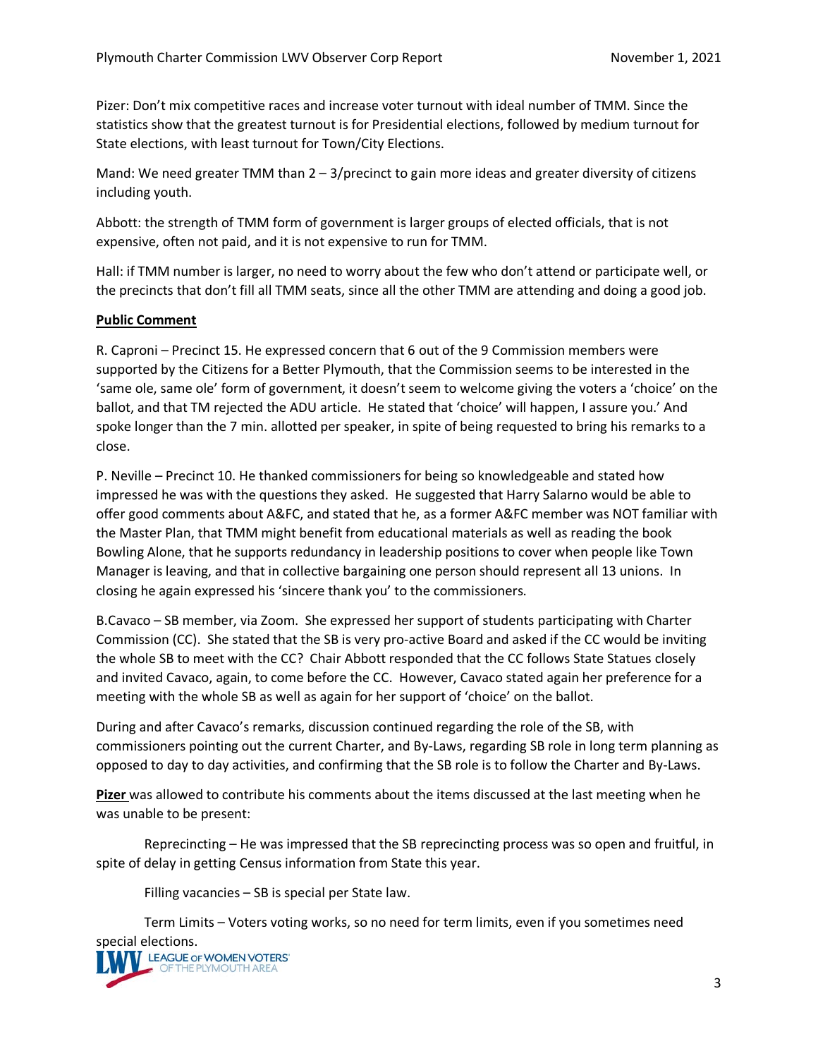Pizer: Don't mix competitive races and increase voter turnout with ideal number of TMM. Since the statistics show that the greatest turnout is for Presidential elections, followed by medium turnout for State elections, with least turnout for Town/City Elections.

Mand: We need greater TMM than 2 – 3/precinct to gain more ideas and greater diversity of citizens including youth.

Abbott: the strength of TMM form of government is larger groups of elected officials, that is not expensive, often not paid, and it is not expensive to run for TMM.

Hall: if TMM number is larger, no need to worry about the few who don't attend or participate well, or the precincts that don't fill all TMM seats, since all the other TMM are attending and doing a good job.

**Public Comment**

R. Caproni – Precinct 15. He expressed concern that 6 out of the 9 Commission members were supported by the Citizens for a Better Plymouth, that the Commission seems to be interested in the 'same ole, same ole' form of government, it doesn't seem to welcome giving the voters a 'choice' on the ballot, and that TM rejected the ADU article. He stated that 'choice' will happen, I assure you.' And spoke longer than the 7 min. allotted per speaker, in spite of being requested to bring his remarks to a close.

P. Neville – Precinct 10. He thanked commissioners for being so knowledgeable and stated how impressed he was with the questions they asked. He suggested that Harry Salarno would be able to offer good comments about A&FC, and stated that he, as a former A&FC member was NOT familiar with the Master Plan, that TMM might benefit from educational materials as well as reading the book Bowling Alone, that he supports redundancy in leadership positions to cover when people like Town Manager is leaving, and that in collective bargaining one person should represent all 13 unions. In closing he again expressed his 'sincere thank you' to the commissioners.

B.Cavaco – SB member, via Zoom. She expressed her support of students participating with Charter Commission (CC). She stated that the SB is very pro-active Board and asked if the CC would be inviting the whole SB to meet with the CC? Chair Abbott responded that the CC follows State Statues closely and invited Cavaco, again, to come before the CC. However, Cavaco stated again her preference for a meeting with the whole SB as well as again for her support of 'choice' on the ballot.

During and after Cavaco's remarks, discussion continued regarding the role of the SB, with commissioners pointing out the current Charter, and By-Laws, regarding SB role in long term planning as opposed to day to day activities, and confirming that the SB role is to follow the Charter and By-Laws.

**Pizer** was allowed to contribute his comments about the items discussed at the last meeting when he was unable to be present:

Reprecincting – He was impressed that the SB reprecincting process was so open and fruitful, in spite of delay in getting Census information from State this year.

Filling vacancies – SB is special per State law.

Term Limits – Voters voting works, so no need for term limits, even if you sometimes need special elections.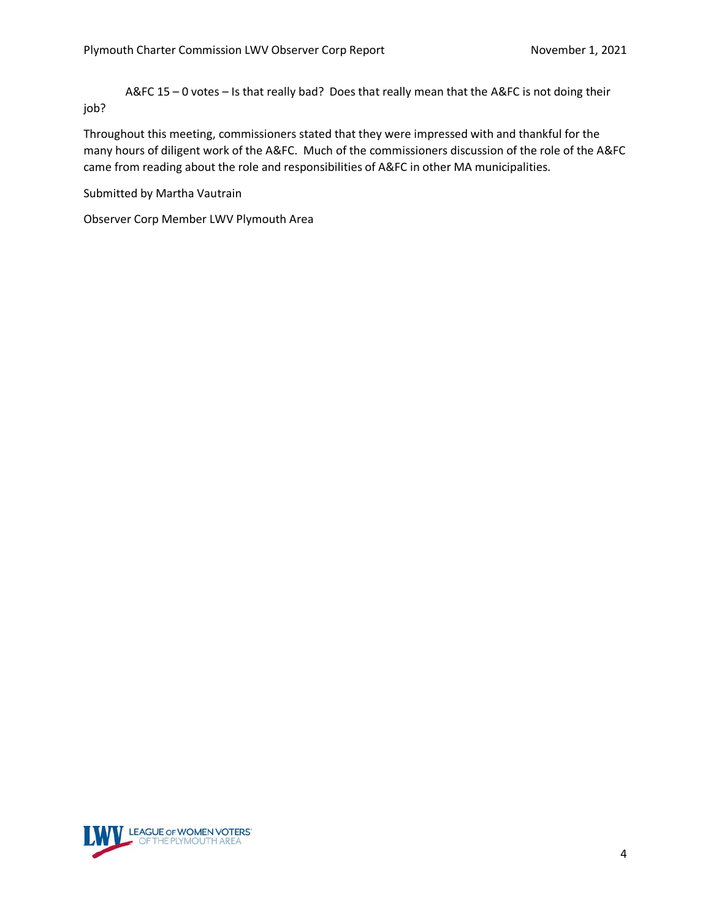A&FC 15 – 0 votes – Is that really bad? Does that really mean that the A&FC is not doing their job?

Throughout this meeting, commissioners stated that they were impressed with and thankful for the many hours of diligent work of the A&FC. Much of the commissioners discussion of the role of the A&FC came from reading about the role and responsibilities of A&FC in other MA municipalities.

Submitted by Martha Vautrain

Observer Corp Member LWV Plymouth Area